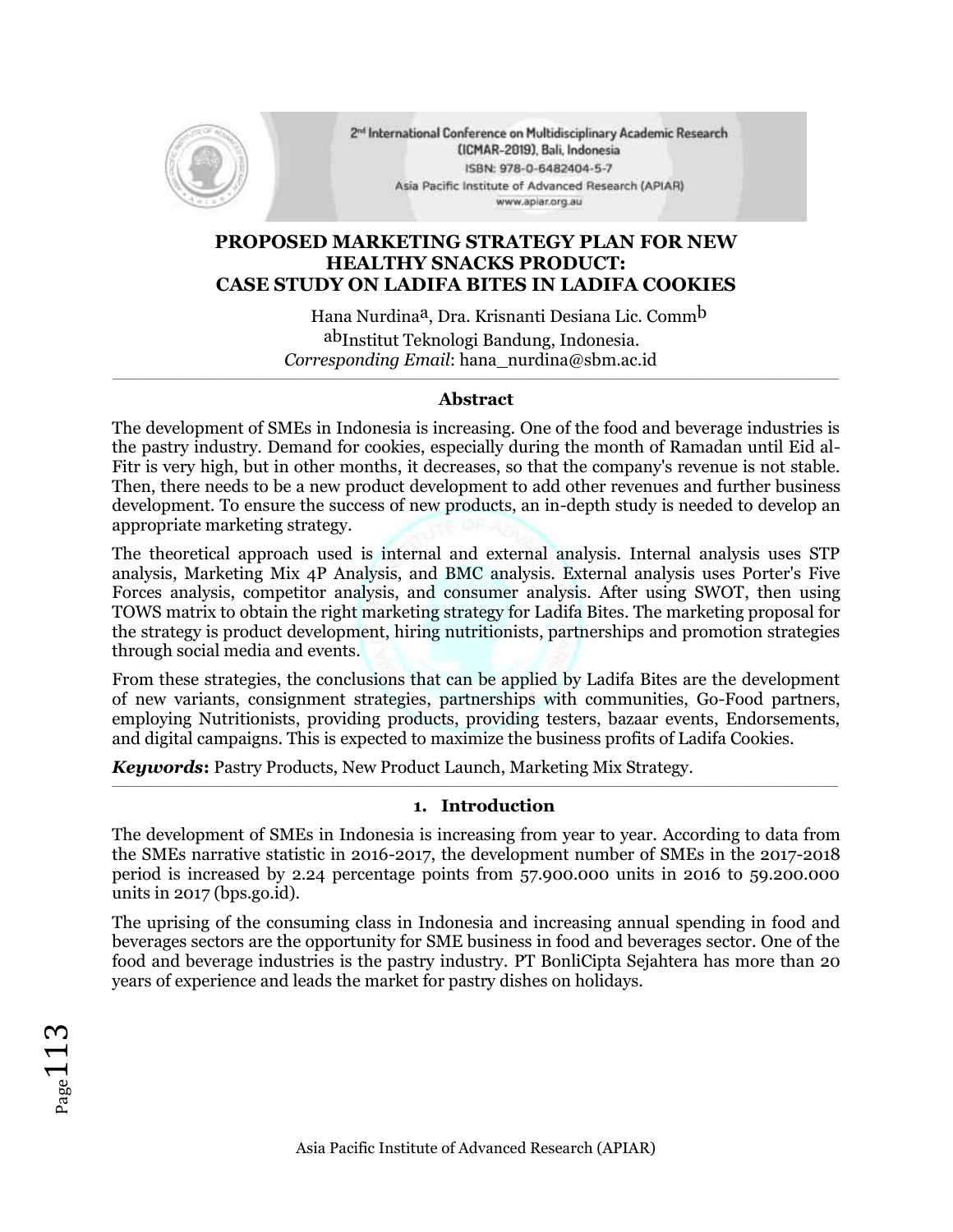# PROPOSED MARKETING STRATEGY PLAN FOR NEW HEALTHY SNACKS PRODUCT: CASE STUDY ON LADIFA BITES IN LADIFA COOKIES

Hana Nurdina[a], Dra. Krisnanti Desiana Lic. Comm[b]

[ab]Institut Teknologi Bandung, Indonesia.

*Corresponding Email*: hana_nurdina@sbm.ac.id

---

### Abstract

The development of SMEs in Indonesia is increasing. One of the food and beverage industries is the pastry industry. Demand for cookies, especially during the month of Ramadan until Eid al-Fitr is very high, but in other months, it decreases, so that the company's revenue is not stable. Then, there needs to be a new product development to add other revenues and further business development. To ensure the success of new products, an in-depth study is needed to develop an appropriate marketing strategy.

The theoretical approach used is internal and external analysis. Internal analysis uses STP analysis, Marketing Mix 4P Analysis, and BMC analysis. External analysis uses Porter's Five Forces analysis, competitor analysis, and consumer analysis. After using SWOT, then using TOWS matrix to obtain the right marketing strategy for Ladifa Bites. The marketing proposal for the strategy is product development, hiring nutritionists, partnerships and promotion strategies through social media and events.

From these strategies, the conclusions that can be applied by Ladifa Bites are the development of new variants, consignment strategies, partnerships with communities, Go-Food partners, employing Nutritionists, providing products, providing testers, bazaar events, Endorsements, and digital campaigns. This is expected to maximize the business profits of Ladifa Cookies.

***Keywords*:** Pastry Products, New Product Launch, Marketing Mix Strategy.

---

## 1. Introduction

The development of SMEs in Indonesia is increasing from year to year. According to data from the SMEs narrative statistic in 2016-2017, the development number of SMEs in the 2017-2018 period is increased by 2.24 percentage points from 57.900.000 units in 2016 to 59.200.000 units in 2017 (bps.go.id).

The uprising of the consuming class in Indonesia and increasing annual spending in food and beverages sectors are the opportunity for SME business in food and beverages sector. One of the food and beverage industries is the pastry industry. PT BonliCipta Sejahtera has more than 20 years of experience and leads the market for pastry dishes on holidays.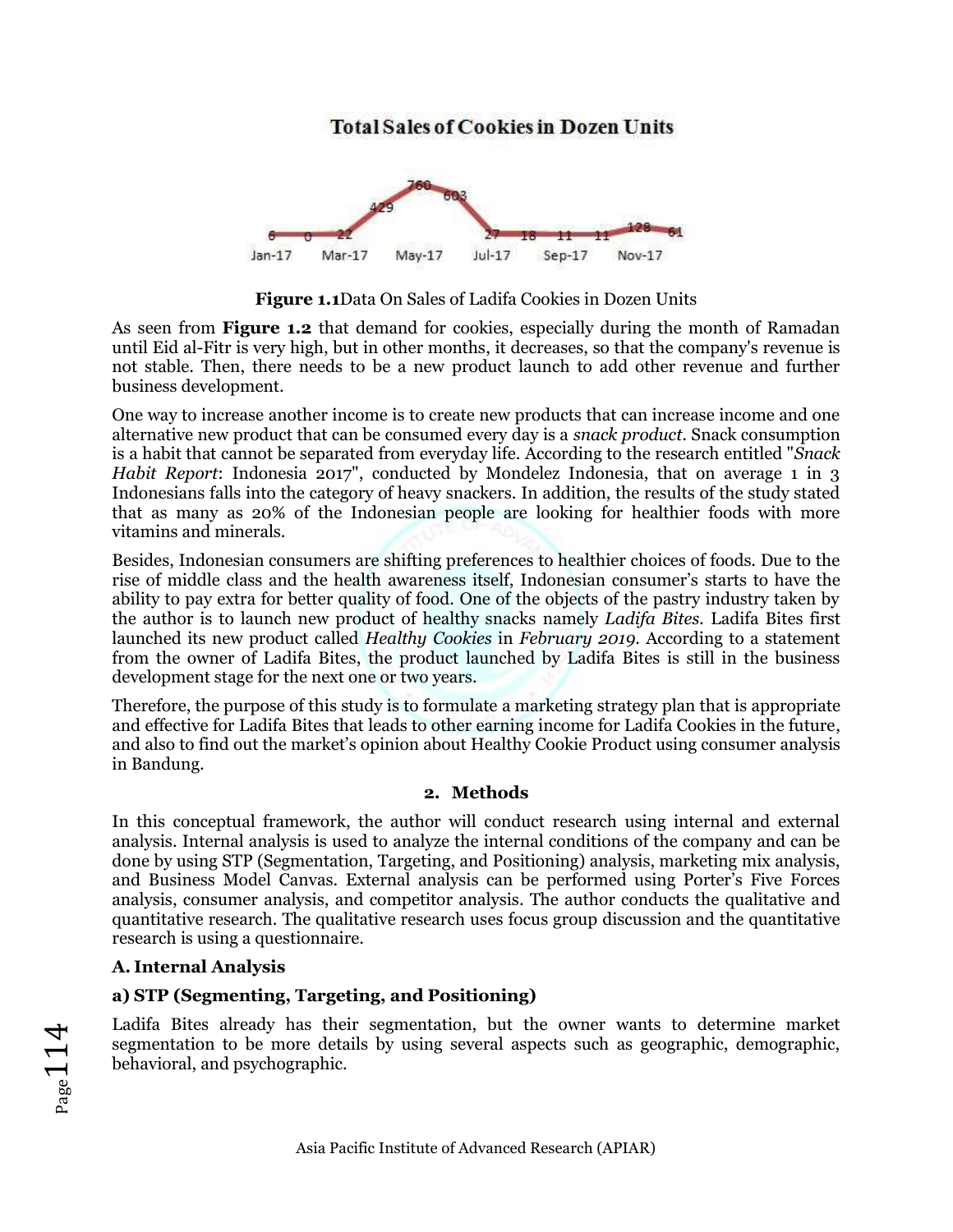**Figure 1.1**Data On Sales of Ladifa Cookies in Dozen Units

As seen from **Figure 1.2** that demand for cookies, especially during the month of Ramadan until Eid al-Fitr is very high, but in other months, it decreases, so that the company's revenue is not stable. Then, there needs to be a new product launch to add other revenue and further business development.

One way to increase another income is to create new products that can increase income and one alternative new product that can be consumed every day is a *snack product*. Snack consumption is a habit that cannot be separated from everyday life. According to the research entitled "*Snack Habit Report*: Indonesia 2017", conducted by Mondelez Indonesia, that on average 1 in 3 Indonesians falls into the category of heavy snackers. In addition, the results of the study stated that as many as 20% of the Indonesian people are looking for healthier foods with more vitamins and minerals.

Besides, Indonesian consumers are shifting preferences to healthier choices of foods. Due to the rise of middle class and the health awareness itself, Indonesian consumer's starts to have the ability to pay extra for better quality of food. One of the objects of the pastry industry taken by the author is to launch new product of healthy snacks namely *Ladifa Bites*. Ladifa Bites first launched its new product called *Healthy Cookies* in *February 2019*. According to a statement from the owner of Ladifa Bites, the product launched by Ladifa Bites is still in the business development stage for the next one or two years.

Therefore, the purpose of this study is to formulate a marketing strategy plan that is appropriate and effective for Ladifa Bites that leads to other earning income for Ladifa Cookies in the future, and also to find out the market's opinion about Healthy Cookie Product using consumer analysis in Bandung.

## 2. Methods

In this conceptual framework, the author will conduct research using internal and external analysis. Internal analysis is used to analyze the internal conditions of the company and can be done by using STP (Segmentation, Targeting, and Positioning) analysis, marketing mix analysis, and Business Model Canvas. External analysis can be performed using Porter's Five Forces analysis, consumer analysis, and competitor analysis. The author conducts the qualitative and quantitative research. The qualitative research uses focus group discussion and the quantitative research is using a questionnaire.

### A. Internal Analysis

#### a) STP (Segmenting, Targeting, and Positioning)

Ladifa Bites already has their segmentation, but the owner wants to determine market segmentation to be more details by using several aspects such as geographic, demographic, behavioral, and psychographic.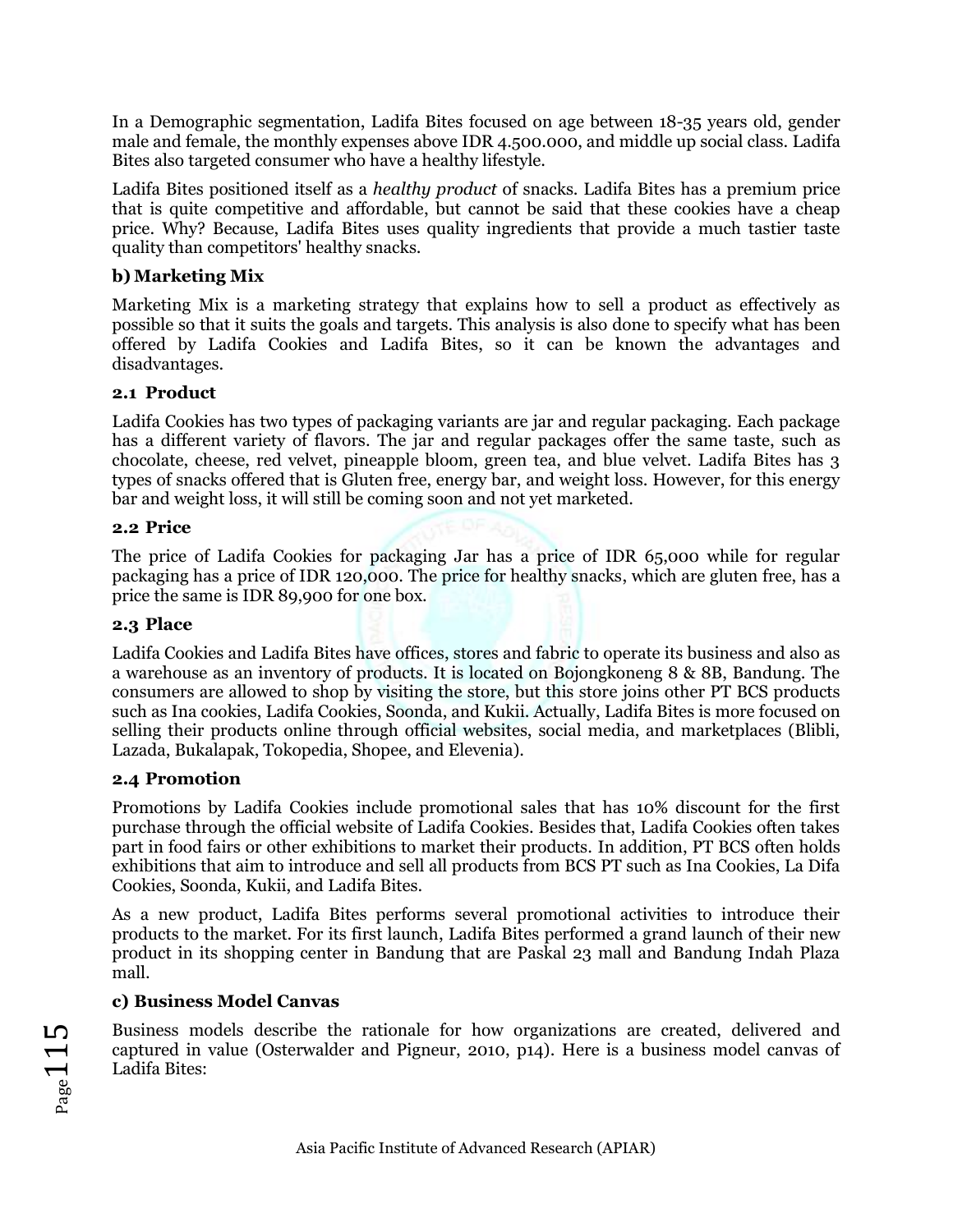In a Demographic segmentation, Ladifa Bites focused on age between 18-35 years old, gender male and female, the monthly expenses above IDR 4.500.000, and middle up social class. Ladifa Bites also targeted consumer who have a healthy lifestyle.

Ladifa Bites positioned itself as a *healthy product* of snacks. Ladifa Bites has a premium price that is quite competitive and affordable, but cannot be said that these cookies have a cheap price. Why? Because, Ladifa Bites uses quality ingredients that provide a much tastier taste quality than competitors' healthy snacks.

### b) Marketing Mix

Marketing Mix is a marketing strategy that explains how to sell a product as effectively as possible so that it suits the goals and targets. This analysis is also done to specify what has been offered by Ladifa Cookies and Ladifa Bites, so it can be known the advantages and disadvantages.

#### 2.1 Product

Ladifa Cookies has two types of packaging variants are jar and regular packaging. Each package has a different variety of flavors. The jar and regular packages offer the same taste, such as chocolate, cheese, red velvet, pineapple bloom, green tea, and blue velvet. Ladifa Bites has 3 types of snacks offered that is Gluten free, energy bar, and weight loss. However, for this energy bar and weight loss, it will still be coming soon and not yet marketed.

#### 2.2 Price

The price of Ladifa Cookies for packaging Jar has a price of IDR 65,000 while for regular packaging has a price of IDR 120,000. The price for healthy snacks, which are gluten free, has a price the same is IDR 89,900 for one box.

#### 2.3 Place

Ladifa Cookies and Ladifa Bites have offices, stores and fabric to operate its business and also as a warehouse as an inventory of products. It is located on Bojongkoneng 8 & 8B, Bandung. The consumers are allowed to shop by visiting the store, but this store joins other PT BCS products such as Ina cookies, Ladifa Cookies, Soonda, and Kukii. Actually, Ladifa Bites is more focused on selling their products online through official websites, social media, and marketplaces (Blibli, Lazada, Bukalapak, Tokopedia, Shopee, and Elevenia).

#### 2.4 Promotion

Promotions by Ladifa Cookies include promotional sales that has 10% discount for the first purchase through the official website of Ladifa Cookies. Besides that, Ladifa Cookies often takes part in food fairs or other exhibitions to market their products. In addition, PT BCS often holds exhibitions that aim to introduce and sell all products from BCS PT such as Ina Cookies, La Difa Cookies, Soonda, Kukii, and Ladifa Bites.

As a new product, Ladifa Bites performs several promotional activities to introduce their products to the market. For its first launch, Ladifa Bites performed a grand launch of their new product in its shopping center in Bandung that are Paskal 23 mall and Bandung Indah Plaza mall.

### c) Business Model Canvas

Business models describe the rationale for how organizations are created, delivered and captured in value (Osterwalder and Pigneur, 2010, p14). Here is a business model canvas of Ladifa Bites: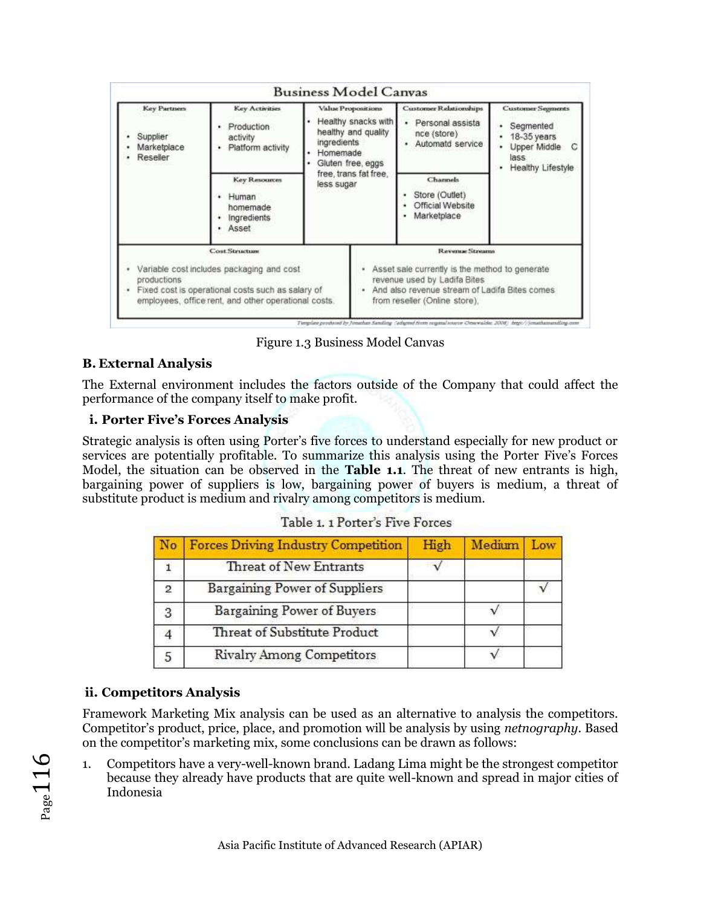**Business Model Canvas**

| Key Partners | Key Activities | Value Propositions | Customer Relationships | Customer Segments |
|---|---|---|---|---|
| • Supplier<br>• Marketplace<br>• Reseller | • Production activity<br>• Platform activity | • Healthy snacks with healthy and quality ingredients<br>• Homemade<br>• Gluten free, eggs free, trans fat free, less sugar | • Personal assistance (store)<br>• Automatd service | • Segmented<br>• 18-35 years<br>• Upper Middle Class<br>• Healthy Lifestyle |
| | **Key Resources** | | **Channels** | |
| | • Human homemade<br>• Ingredients<br>• Asset | | • Store (Outlet)<br>• Official Website<br>• Marketplace | |

| Cost Structure | Revenue Streams |
|---|---|
| • Variable cost includes packaging and cost productions<br>• Fixed cost is operational costs such as salary of employees, office rent, and other operational costs. | • Asset sale currently is the method to generate revenue used by Ladifa Bites<br>• And also revenue stream of Ladifa Bites comes from reseller (Online store). |

*Template produced by Jonathan Sandling (adapted from original source Osterwalder 2008) http://jonathansandling.com*

Figure 1.3 Business Model Canvas

### B. External Analysis

The External environment includes the factors outside of the Company that could affect the performance of the company itself to make profit.

#### i. Porter Five's Forces Analysis

Strategic analysis is often using Porter's five forces to understand especially for new product or services are potentially profitable. To summarize this analysis using the Porter Five's Forces Model, the situation can be observed in the **Table 1.1**. The threat of new entrants is high, bargaining power of suppliers is low, bargaining power of buyers is medium, a threat of substitute product is medium and rivalry among competitors is medium.

Table 1. 1 Porter's Five Forces

| No | Forces Driving Industry Competition | High | Medium | Low |
|---|---|---|---|---|
| 1 | Threat of New Entrants | √ | | |
| 2 | Bargaining Power of Suppliers | | | √ |
| 3 | Bargaining Power of Buyers | | √ | |
| 4 | Threat of Substitute Product | | √ | |
| 5 | Rivalry Among Competitors | | √ | |

#### ii. Competitors Analysis

Framework Marketing Mix analysis can be used as an alternative to analysis the competitors. Competitor's product, price, place, and promotion will be analysis by using *netnography*. Based on the competitor's marketing mix, some conclusions can be drawn as follows:

1. Competitors have a very-well-known brand. Ladang Lima might be the strongest competitor because they already have products that are quite well-known and spread in major cities of Indonesia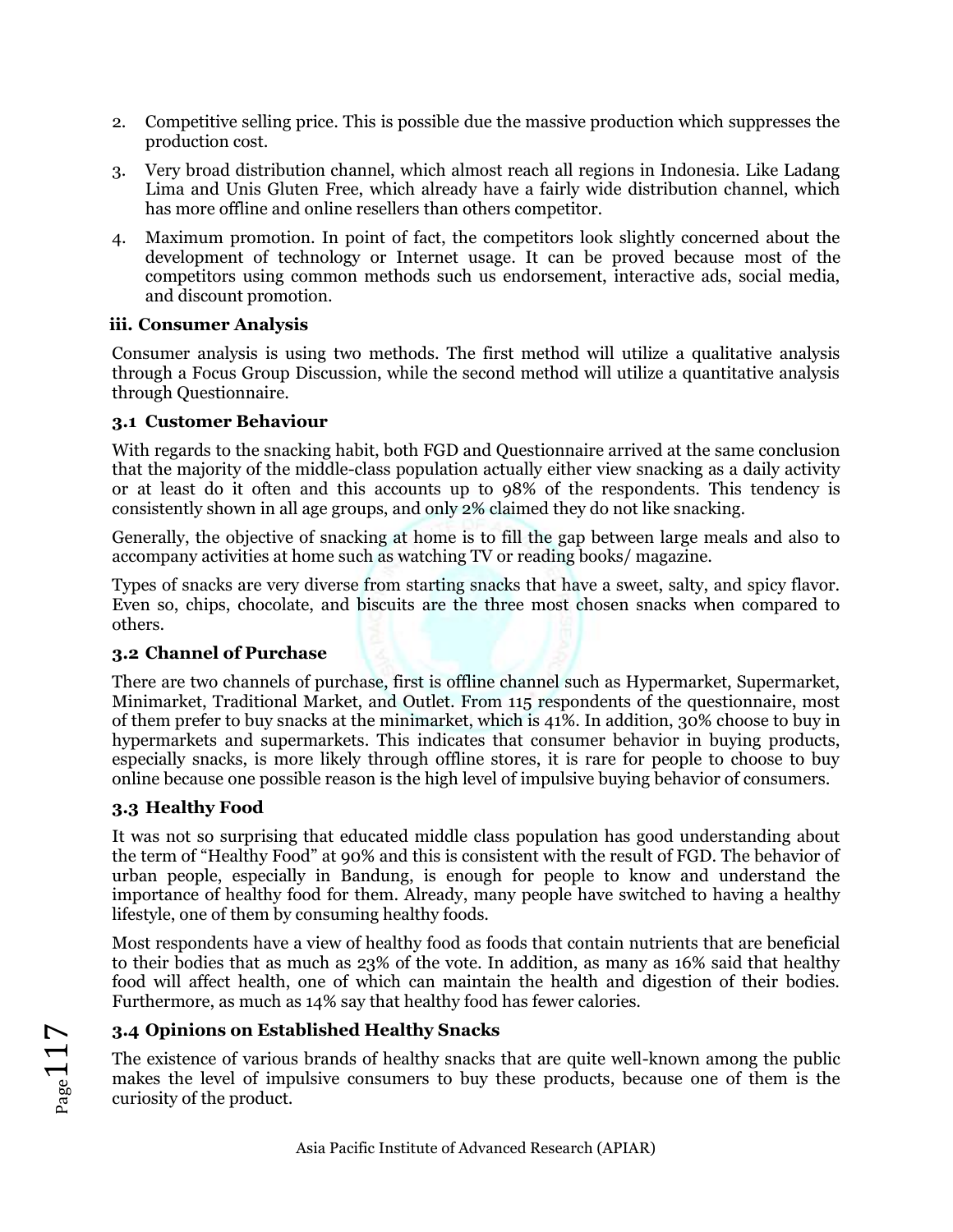2. Competitive selling price. This is possible due the massive production which suppresses the production cost.
3. Very broad distribution channel, which almost reach all regions in Indonesia. Like Ladang Lima and Unis Gluten Free, which already have a fairly wide distribution channel, which has more offline and online resellers than others competitor.
4. Maximum promotion. In point of fact, the competitors look slightly concerned about the development of technology or Internet usage. It can be proved because most of the competitors using common methods such us endorsement, interactive ads, social media, and discount promotion.

### iii. Consumer Analysis

Consumer analysis is using two methods. The first method will utilize a qualitative analysis through a Focus Group Discussion, while the second method will utilize a quantitative analysis through Questionnaire.

#### 3.1 Customer Behaviour

With regards to the snacking habit, both FGD and Questionnaire arrived at the same conclusion that the majority of the middle-class population actually either view snacking as a daily activity or at least do it often and this accounts up to 98% of the respondents. This tendency is consistently shown in all age groups, and only 2% claimed they do not like snacking.

Generally, the objective of snacking at home is to fill the gap between large meals and also to accompany activities at home such as watching TV or reading books/ magazine.

Types of snacks are very diverse from starting snacks that have a sweet, salty, and spicy flavor. Even so, chips, chocolate, and biscuits are the three most chosen snacks when compared to others.

#### 3.2 Channel of Purchase

There are two channels of purchase, first is offline channel such as Hypermarket, Supermarket, Minimarket, Traditional Market, and Outlet. From 115 respondents of the questionnaire, most of them prefer to buy snacks at the minimarket, which is 41%. In addition, 30% choose to buy in hypermarkets and supermarkets. This indicates that consumer behavior in buying products, especially snacks, is more likely through offline stores, it is rare for people to choose to buy online because one possible reason is the high level of impulsive buying behavior of consumers.

#### 3.3 Healthy Food

It was not so surprising that educated middle class population has good understanding about the term of "Healthy Food" at 90% and this is consistent with the result of FGD. The behavior of urban people, especially in Bandung, is enough for people to know and understand the importance of healthy food for them. Already, many people have switched to having a healthy lifestyle, one of them by consuming healthy foods.

Most respondents have a view of healthy food as foods that contain nutrients that are beneficial to their bodies that as much as 23% of the vote. In addition, as many as 16% said that healthy food will affect health, one of which can maintain the health and digestion of their bodies. Furthermore, as much as 14% say that healthy food has fewer calories.

#### 3.4 Opinions on Established Healthy Snacks

The existence of various brands of healthy snacks that are quite well-known among the public makes the level of impulsive consumers to buy these products, because one of them is the curiosity of the product.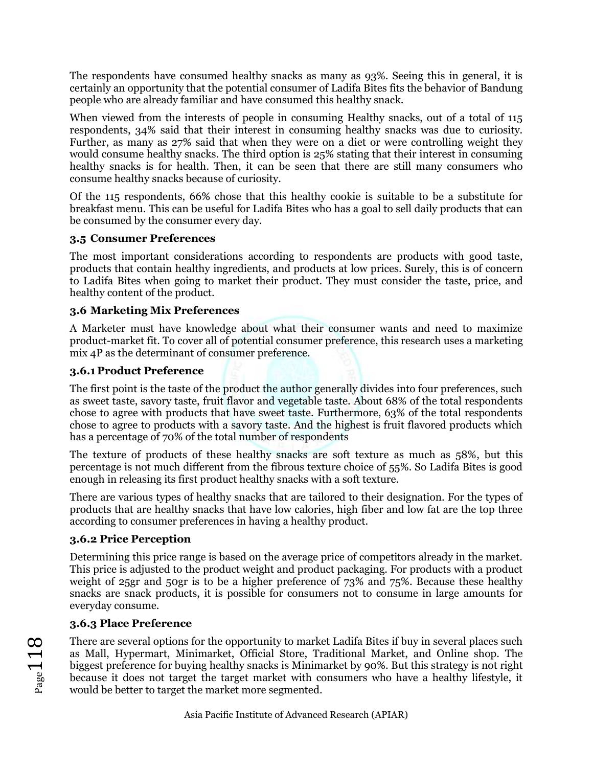The respondents have consumed healthy snacks as many as 93%. Seeing this in general, it is certainly an opportunity that the potential consumer of Ladifa Bites fits the behavior of Bandung people who are already familiar and have consumed this healthy snack.

When viewed from the interests of people in consuming Healthy snacks, out of a total of 115 respondents, 34% said that their interest in consuming healthy snacks was due to curiosity. Further, as many as 27% said that when they were on a diet or were controlling weight they would consume healthy snacks. The third option is 25% stating that their interest in consuming healthy snacks is for health. Then, it can be seen that there are still many consumers who consume healthy snacks because of curiosity.

Of the 115 respondents, 66% chose that this healthy cookie is suitable to be a substitute for breakfast menu. This can be useful for Ladifa Bites who has a goal to sell daily products that can be consumed by the consumer every day.

### 3.5 Consumer Preferences

The most important considerations according to respondents are products with good taste, products that contain healthy ingredients, and products at low prices. Surely, this is of concern to Ladifa Bites when going to market their product. They must consider the taste, price, and healthy content of the product.

### 3.6 Marketing Mix Preferences

A Marketer must have knowledge about what their consumer wants and need to maximize product-market fit. To cover all of potential consumer preference, this research uses a marketing mix 4P as the determinant of consumer preference.

#### 3.6.1 Product Preference

The first point is the taste of the product the author generally divides into four preferences, such as sweet taste, savory taste, fruit flavor and vegetable taste. About 68% of the total respondents chose to agree with products that have sweet taste. Furthermore, 63% of the total respondents chose to agree to products with a savory taste. And the highest is fruit flavored products which has a percentage of 70% of the total number of respondents

The texture of products of these healthy snacks are soft texture as much as 58%, but this percentage is not much different from the fibrous texture choice of 55%. So Ladifa Bites is good enough in releasing its first product healthy snacks with a soft texture.

There are various types of healthy snacks that are tailored to their designation. For the types of products that are healthy snacks that have low calories, high fiber and low fat are the top three according to consumer preferences in having a healthy product.

#### 3.6.2 Price Perception

Determining this price range is based on the average price of competitors already in the market. This price is adjusted to the product weight and product packaging. For products with a product weight of 25gr and 50gr is to be a higher preference of 73% and 75%. Because these healthy snacks are snack products, it is possible for consumers not to consume in large amounts for everyday consume.

#### 3.6.3 Place Preference

There are several options for the opportunity to market Ladifa Bites if buy in several places such as Mall, Hypermart, Minimarket, Official Store, Traditional Market, and Online shop. The biggest preference for buying healthy snacks is Minimarket by 90%. But this strategy is not right because it does not target the target market with consumers who have a healthy lifestyle, it would be better to target the market more segmented.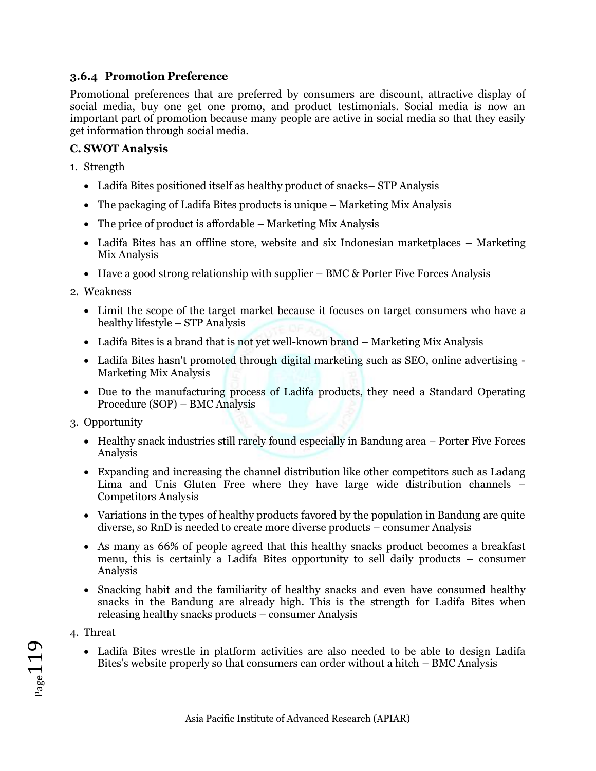### 3.6.4 Promotion Preference

Promotional preferences that are preferred by consumers are discount, attractive display of social media, buy one get one promo, and product testimonials. Social media is now an important part of promotion because many people are active in social media so that they easily get information through social media.

**C. SWOT Analysis**

1. Strength
   - Ladifa Bites positioned itself as healthy product of snacks– STP Analysis
   - The packaging of Ladifa Bites products is unique – Marketing Mix Analysis
   - The price of product is affordable – Marketing Mix Analysis
   - Ladifa Bites has an offline store, website and six Indonesian marketplaces – Marketing Mix Analysis
   - Have a good strong relationship with supplier – BMC & Porter Five Forces Analysis
2. Weakness
   - Limit the scope of the target market because it focuses on target consumers who have a healthy lifestyle – STP Analysis
   - Ladifa Bites is a brand that is not yet well-known brand – Marketing Mix Analysis
   - Ladifa Bites hasn't promoted through digital marketing such as SEO, online advertising - Marketing Mix Analysis
   - Due to the manufacturing process of Ladifa products, they need a Standard Operating Procedure (SOP) – BMC Analysis
3. Opportunity
   - Healthy snack industries still rarely found especially in Bandung area – Porter Five Forces Analysis
   - Expanding and increasing the channel distribution like other competitors such as Ladang Lima and Unis Gluten Free where they have large wide distribution channels – Competitors Analysis
   - Variations in the types of healthy products favored by the population in Bandung are quite diverse, so RnD is needed to create more diverse products – consumer Analysis
   - As many as 66% of people agreed that this healthy snacks product becomes a breakfast menu, this is certainly a Ladifa Bites opportunity to sell daily products – consumer Analysis
   - Snacking habit and the familiarity of healthy snacks and even have consumed healthy snacks in the Bandung are already high. This is the strength for Ladifa Bites when releasing healthy snacks products – consumer Analysis
4. Threat
   - Ladifa Bites wrestle in platform activities are also needed to be able to design Ladifa Bites's website properly so that consumers can order without a hitch – BMC Analysis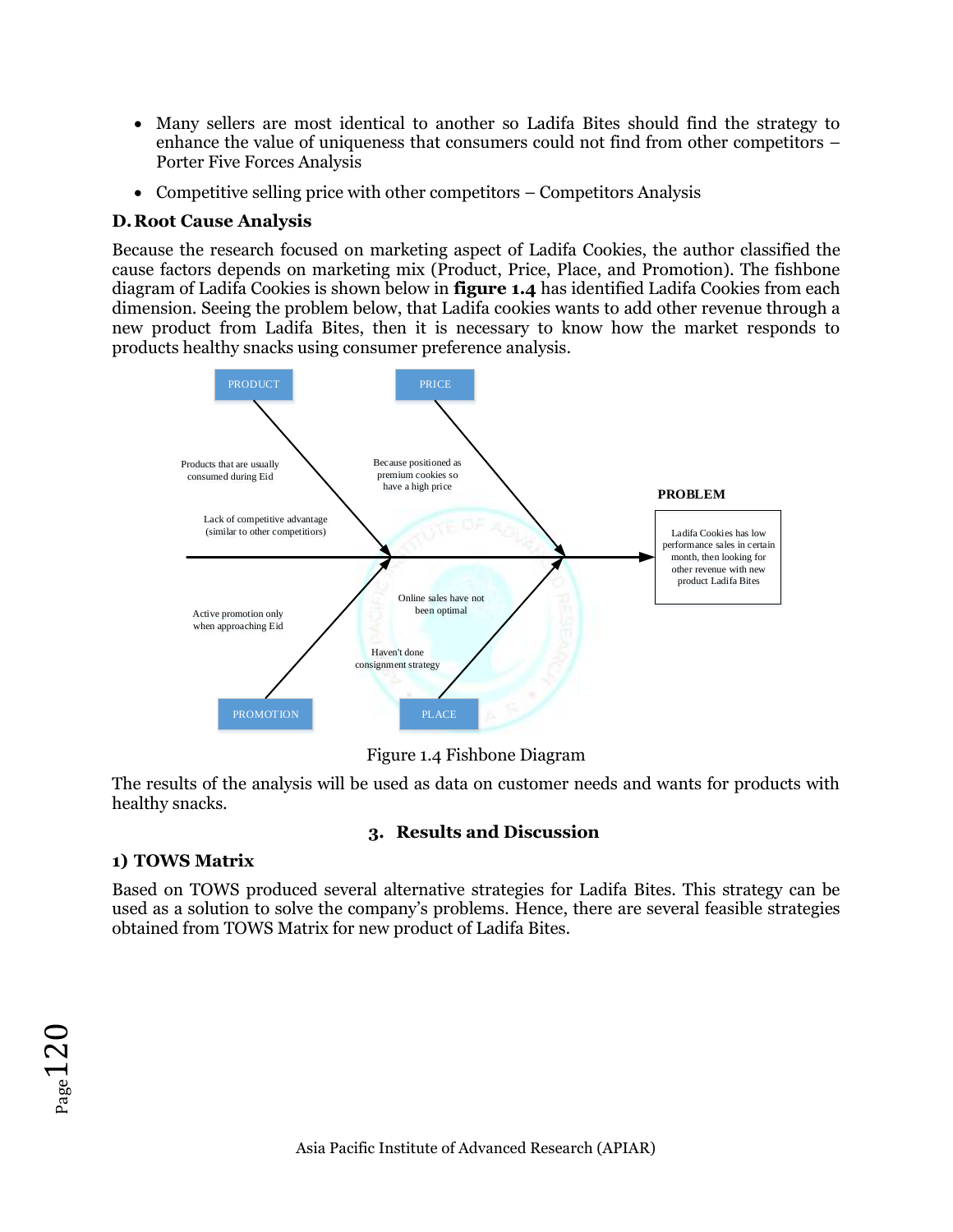- Many sellers are most identical to another so Ladifa Bites should find the strategy to enhance the value of uniqueness that consumers could not find from other competitors – Porter Five Forces Analysis
- Competitive selling price with other competitors – Competitors Analysis

### D. Root Cause Analysis

Because the research focused on marketing aspect of Ladifa Cookies, the author classified the cause factors depends on marketing mix (Product, Price, Place, and Promotion). The fishbone diagram of Ladifa Cookies is shown below in **figure 1.4** has identified Ladifa Cookies from each dimension. Seeing the problem below, that Ladifa cookies wants to add other revenue through a new product from Ladifa Bites, then it is necessary to know how the market responds to products healthy snacks using consumer preference analysis.

PRODUCT

Products that are usually consumed during Eid

Lack of competitive advantage (similar to other competitors)

PRICE

Because positioned as premium cookies so have a high price

PROMOTION

Active promotion only when approaching Eid

PLACE

Online sales have not been optimal

Haven't done consignment strategy

**PROBLEM**

Ladifa Cookies has low performance sales in certain month, then looking for other revenue with new product Ladifa Bites

Figure 1.4 Fishbone Diagram

The results of the analysis will be used as data on customer needs and wants for products with healthy snacks.

## 3. Results and Discussion

### 1) TOWS Matrix

Based on TOWS produced several alternative strategies for Ladifa Bites. This strategy can be used as a solution to solve the company's problems. Hence, there are several feasible strategies obtained from TOWS Matrix for new product of Ladifa Bites.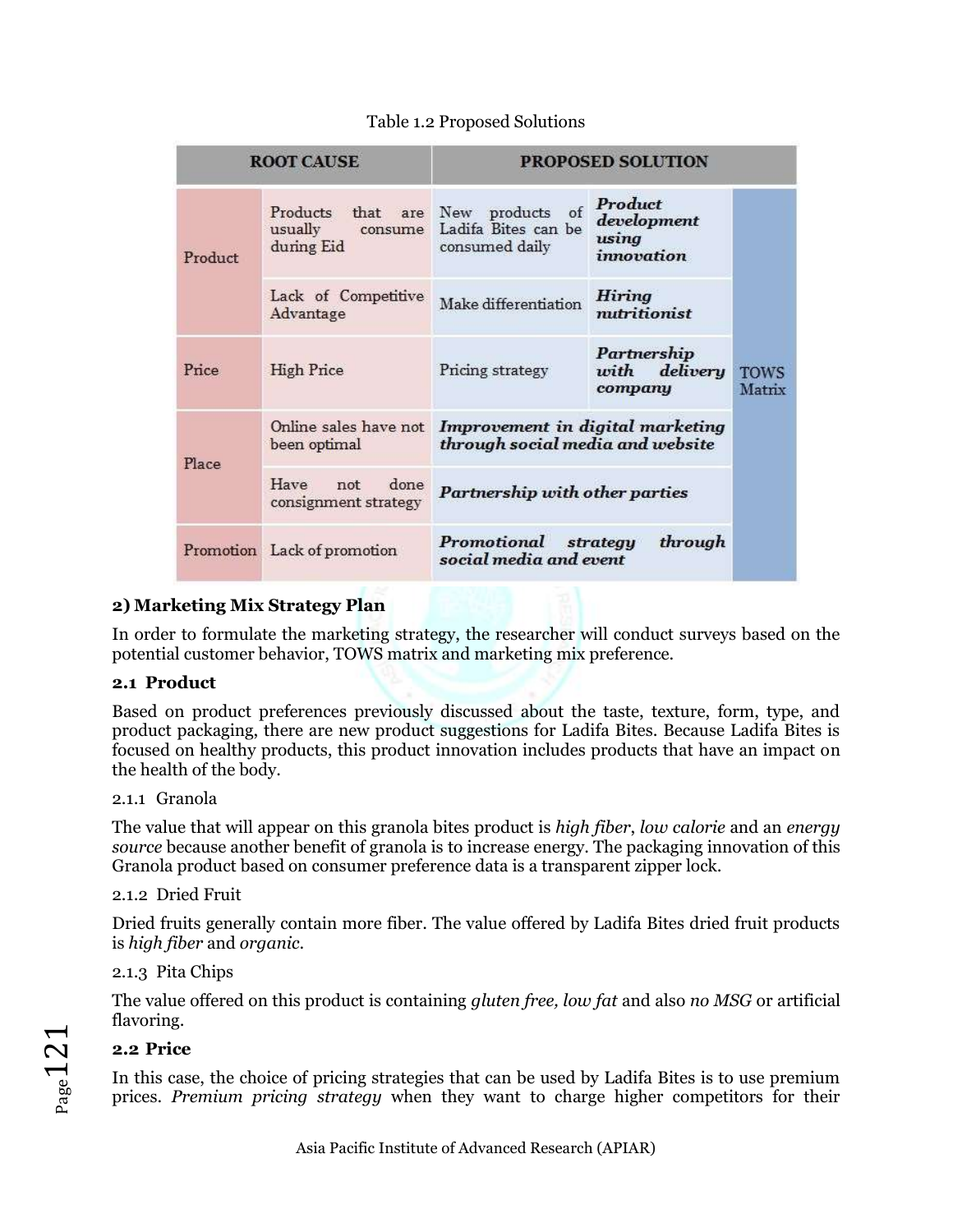Table 1.2 Proposed Solutions

| ROOT CAUSE | | PROPOSED SOLUTION | | |
|---|---|---|---|---|
| Product | Products that are usually consume during Eid | New products of Ladifa Bites can be consumed daily | ***Product development using innovation*** | TOWS Matrix |
| | Lack of Competitive Advantage | Make differentiation | ***Hiring nutritionist*** | |
| Price | High Price | Pricing strategy | ***Partnership with delivery company*** | |
| Place | Online sales have not been optimal | ***Improvement in digital marketing through social media and website*** | | |
| | Have not done consignment strategy | ***Partnership with other parties*** | | |
| Promotion | Lack of promotion | ***Promotional strategy through social media and event*** | | |

**2) Marketing Mix Strategy Plan**

In order to formulate the marketing strategy, the researcher will conduct surveys based on the potential customer behavior, TOWS matrix and marketing mix preference.

**2.1 Product**

Based on product preferences previously discussed about the taste, texture, form, type, and product packaging, there are new product suggestions for Ladifa Bites. Because Ladifa Bites is focused on healthy products, this product innovation includes products that have an impact on the health of the body.

2.1.1 Granola

The value that will appear on this granola bites product is *high fiber*, *low calorie* and an *energy source* because another benefit of granola is to increase energy. The packaging innovation of this Granola product based on consumer preference data is a transparent zipper lock.

2.1.2 Dried Fruit

Dried fruits generally contain more fiber. The value offered by Ladifa Bites dried fruit products is *high fiber* and *organic*.

2.1.3 Pita Chips

The value offered on this product is containing *gluten free, low fat* and also *no MSG* or artificial flavoring.

**2.2 Price**

In this case, the choice of pricing strategies that can be used by Ladifa Bites is to use premium prices. *Premium pricing strategy* when they want to charge higher competitors for their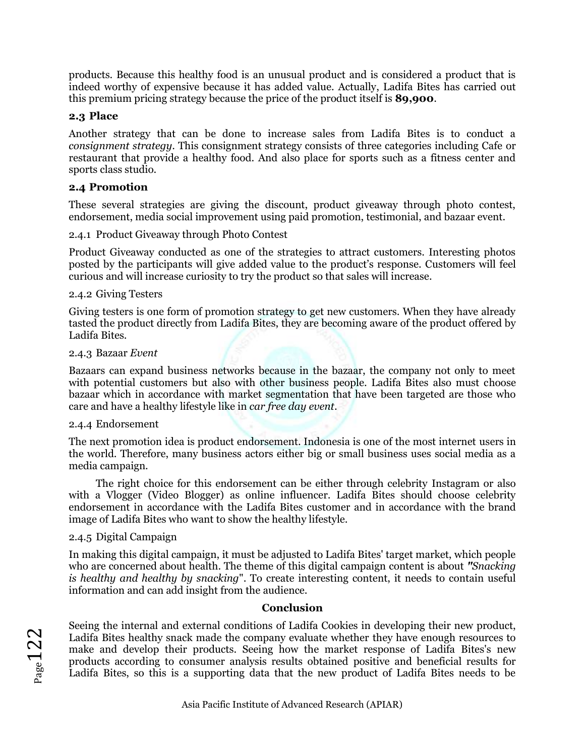products. Because this healthy food is an unusual product and is considered a product that is indeed worthy of expensive because it has added value. Actually, Ladifa Bites has carried out this premium pricing strategy because the price of the product itself is **89,900**.

### 2.3 Place

Another strategy that can be done to increase sales from Ladifa Bites is to conduct a *consignment strategy*. This consignment strategy consists of three categories including Cafe or restaurant that provide a healthy food. And also place for sports such as a fitness center and sports class studio.

### 2.4 Promotion

These several strategies are giving the discount, product giveaway through photo contest, endorsement, media social improvement using paid promotion, testimonial, and bazaar event.

#### 2.4.1 Product Giveaway through Photo Contest

Product Giveaway conducted as one of the strategies to attract customers. Interesting photos posted by the participants will give added value to the product's response. Customers will feel curious and will increase curiosity to try the product so that sales will increase.

#### 2.4.2 Giving Testers

Giving testers is one form of promotion strategy to get new customers. When they have already tasted the product directly from Ladifa Bites, they are becoming aware of the product offered by Ladifa Bites.

#### 2.4.3 Bazaar *Event*

Bazaars can expand business networks because in the bazaar, the company not only to meet with potential customers but also with other business people. Ladifa Bites also must choose bazaar which in accordance with market segmentation that have been targeted are those who care and have a healthy lifestyle like in *car free day event*.

#### 2.4.4 Endorsement

The next promotion idea is product endorsement. Indonesia is one of the most internet users in the world. Therefore, many business actors either big or small business uses social media as a media campaign.

The right choice for this endorsement can be either through celebrity Instagram or also with a Vlogger (Video Blogger) as online influencer. Ladifa Bites should choose celebrity endorsement in accordance with the Ladifa Bites customer and in accordance with the brand image of Ladifa Bites who want to show the healthy lifestyle.

#### 2.4.5 Digital Campaign

In making this digital campaign, it must be adjusted to Ladifa Bites' target market, which people who are concerned about health. The theme of this digital campaign content is about *"Snacking is healthy and healthy by snacking*". To create interesting content, it needs to contain useful information and can add insight from the audience.

## Conclusion

Seeing the internal and external conditions of Ladifa Cookies in developing their new product, Ladifa Bites healthy snack made the company evaluate whether they have enough resources to make and develop their products. Seeing how the market response of Ladifa Bites's new products according to consumer analysis results obtained positive and beneficial results for Ladifa Bites, so this is a supporting data that the new product of Ladifa Bites needs to be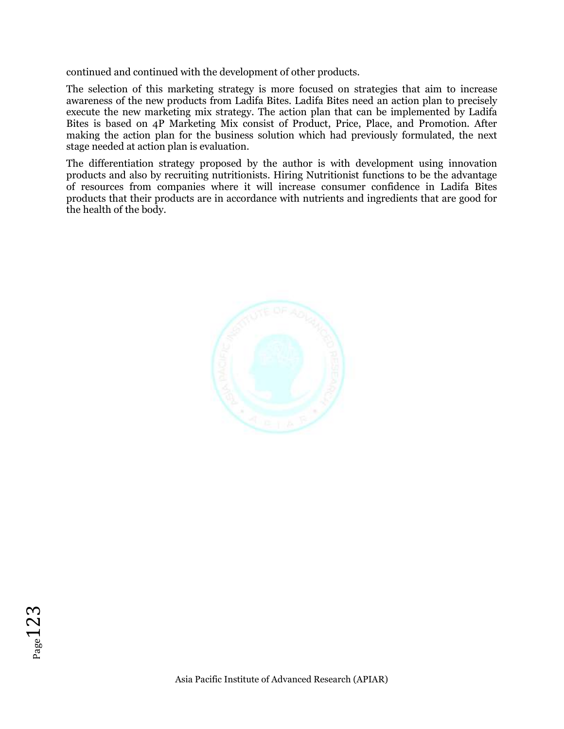continued and continued with the development of other products.

The selection of this marketing strategy is more focused on strategies that aim to increase awareness of the new products from Ladifa Bites. Ladifa Bites need an action plan to precisely execute the new marketing mix strategy. The action plan that can be implemented by Ladifa Bites is based on 4P Marketing Mix consist of Product, Price, Place, and Promotion. After making the action plan for the business solution which had previously formulated, the next stage needed at action plan is evaluation.

The differentiation strategy proposed by the author is with development using innovation products and also by recruiting nutritionists. Hiring Nutritionist functions to be the advantage of resources from companies where it will increase consumer confidence in Ladifa Bites products that their products are in accordance with nutrients and ingredients that are good for the health of the body.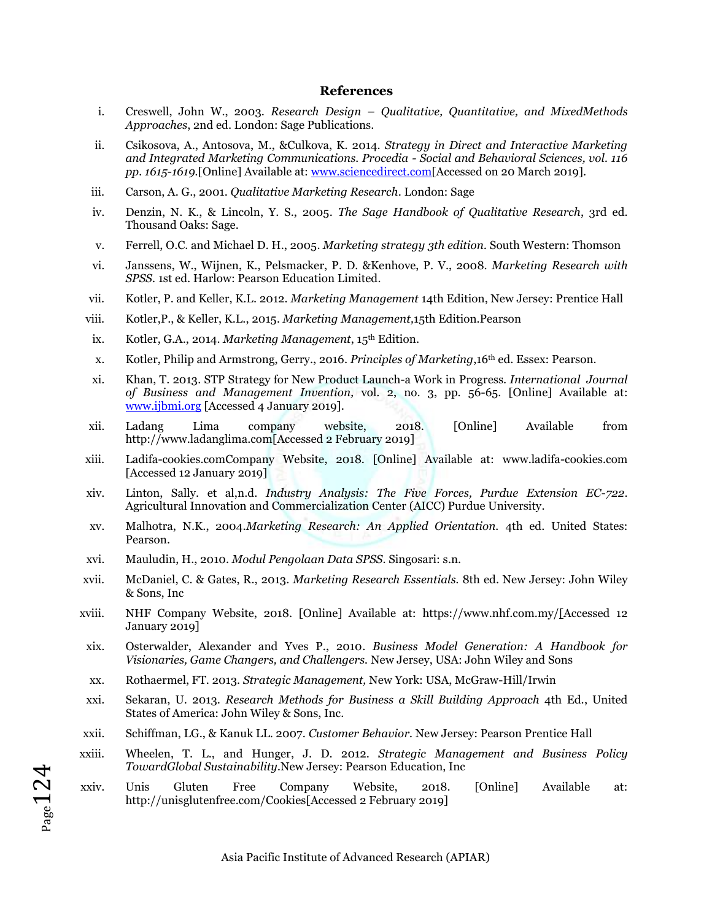## References

i. Creswell, John W., 2003. *Research Design – Qualitative, Quantitative, and MixedMethods Approaches*, 2nd ed. London: Sage Publications.

ii. Csikosova, A., Antosova, M., &Culkova, K. 2014. *Strategy in Direct and Interactive Marketing and Integrated Marketing Communications. Procedia - Social and Behavioral Sciences, vol. 116 pp. 1615-1619.*[Online] Available at: www.sciencedirect.com[Accessed on 20 March 2019].

iii. Carson, A. G., 2001. *Qualitative Marketing Research*. London: Sage

iv. Denzin, N. K., & Lincoln, Y. S., 2005. *The Sage Handbook of Qualitative Research*, 3rd ed. Thousand Oaks: Sage.

v. Ferrell, O.C. and Michael D. H., 2005. *Marketing strategy 3th edition.* South Western: Thomson

vi. Janssens, W., Wijnen, K., Pelsmacker, P. D. &Kenhove, P. V., 2008. *Marketing Research with SPSS*. 1st ed. Harlow: Pearson Education Limited.

vii. Kotler, P. and Keller, K.L. 2012. *Marketing Management* 14th Edition, New Jersey: Prentice Hall

viii. Kotler,P., & Keller, K.L., 2015. *Marketing Management,*15th Edition.Pearson

ix. Kotler, G.A., 2014. *Marketing Management*, 15th Edition.

x. Kotler, Philip and Armstrong, Gerry., 2016. *Principles of Marketing*,16th ed. Essex: Pearson.

xi. Khan, T. 2013. STP Strategy for New Product Launch-a Work in Progress. *International Journal of Business and Management Invention,* vol. 2, no. 3, pp. 56-65. [Online] Available at: www.ijbmi.org [Accessed 4 January 2019].

xii. Ladang Lima company website, 2018. [Online] Available from http://www.ladanglima.com[Accessed 2 February 2019]

xiii. Ladifa-cookies.comCompany Website, 2018. [Online] Available at: www.ladifa-cookies.com [Accessed 12 January 2019]

xiv. Linton, Sally. et al,n.d. *Industry Analysis: The Five Forces, Purdue Extension EC-722*. Agricultural Innovation and Commercialization Center (AICC) Purdue University.

xv. Malhotra, N.K., 2004.*Marketing Research: An Applied Orientation.* 4th ed. United States: Pearson.

xvi. Mauludin, H., 2010. *Modul Pengolaan Data SPSS*. Singosari: s.n.

xvii. McDaniel, C. & Gates, R., 2013. *Marketing Research Essentials.* 8th ed. New Jersey: John Wiley & Sons, Inc

xviii. NHF Company Website, 2018. [Online] Available at: https://www.nhf.com.my/[Accessed 12 January 2019]

xix. Osterwalder, Alexander and Yves P., 2010. *Business Model Generation: A Handbook for Visionaries, Game Changers, and Challengers.* New Jersey, USA: John Wiley and Sons

xx. Rothaermel, FT. 2013. *Strategic Management,* New York: USA, McGraw-Hill/Irwin

xxi. Sekaran, U. 2013. *Research Methods for Business a Skill Building Approach* 4th Ed., United States of America: John Wiley & Sons, Inc.

xxii. Schiffman, LG., & Kanuk LL. 2007. *Customer Behavior.* New Jersey: Pearson Prentice Hall

xxiii. Wheelen, T. L., and Hunger, J. D. 2012. *Strategic Management and Business Policy TowardGlobal Sustainability.*New Jersey: Pearson Education, Inc

xxiv. Unis Gluten Free Company Website, 2018. [Online] Available at: http://unisglutenfree.com/Cookies[Accessed 2 February 2019]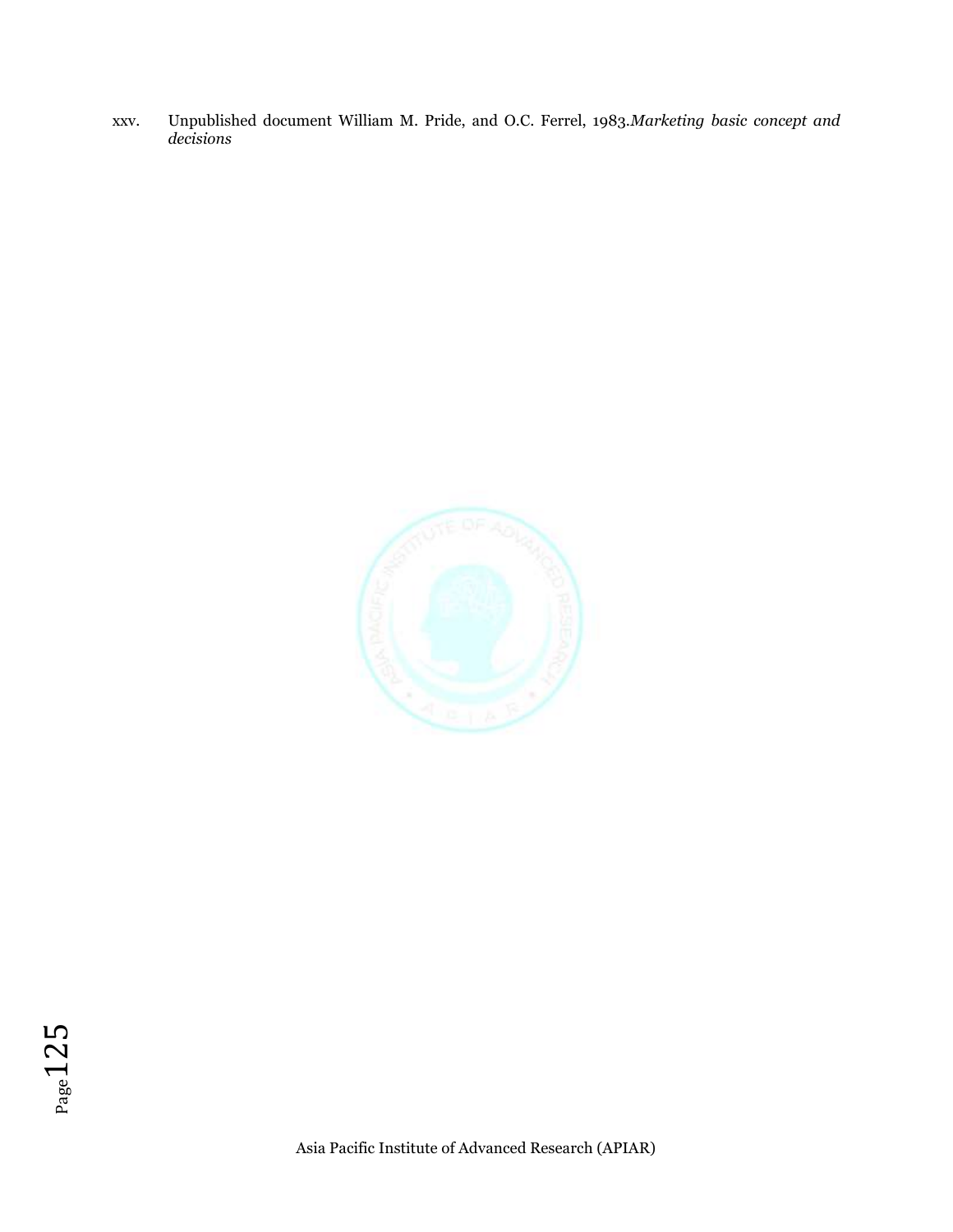xxv. Unpublished document William M. Pride, and O.C. Ferrel, 1983.*Marketing basic concept and decisions*